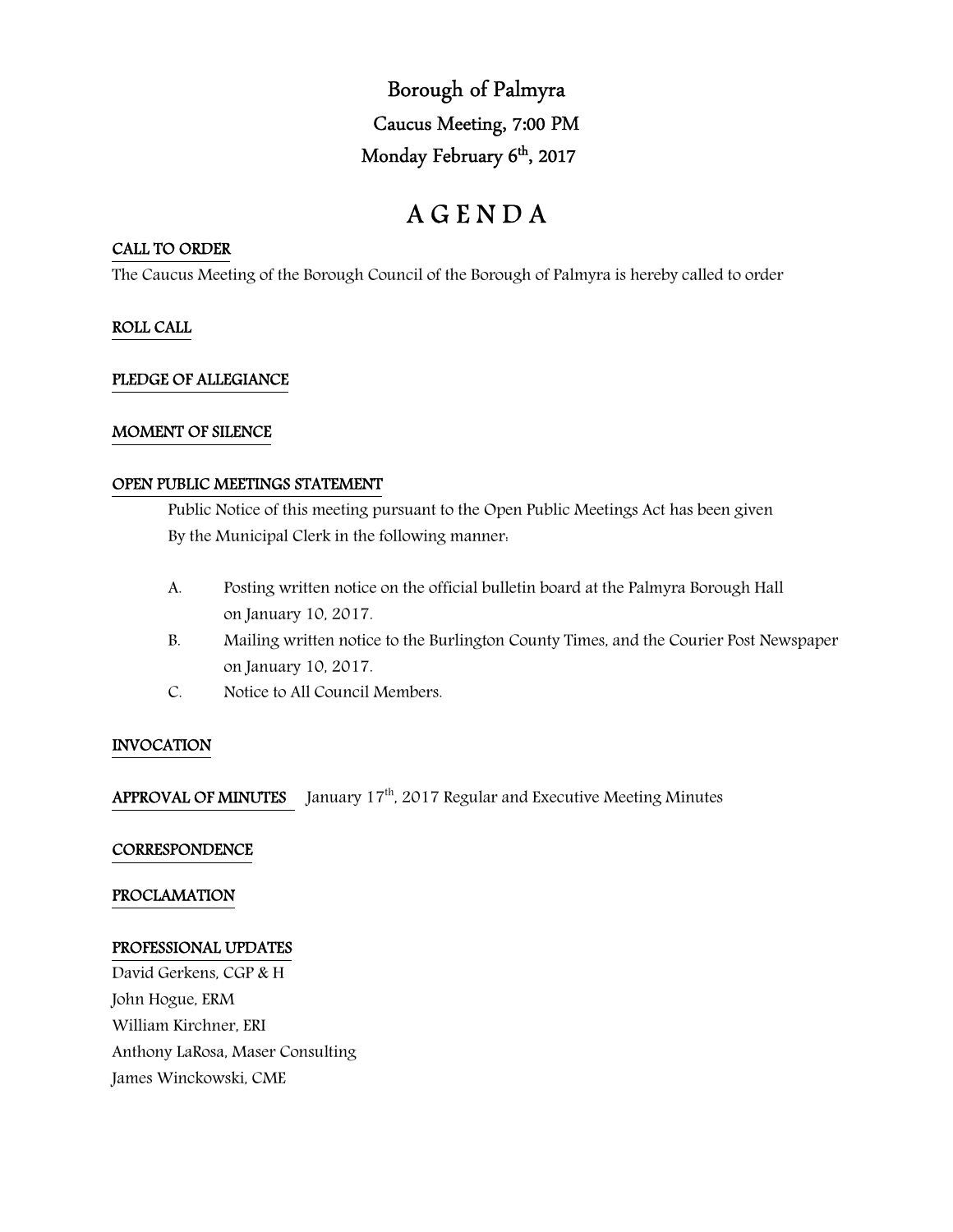# Borough of Palmyra

## Caucus Meeting, 7:00 PM

## Monday February 6th, 2017

# A G E N D A

**CALL TO ORDER**

The Caucus Meeting of the Borough Council of the Borough of Palmyra is hereby called to order

**ROLL CALL**

**PLEDGE OF ALLEGIANCE**

**MOMENT OF SILENCE**

**OPEN PUBLIC MEETINGS STATEMENT**

Public Notice of this meeting pursuant to the Open Public Meetings Act has been given By the Municipal Clerk in the following manner:

A. Posting written notice on the official bulletin board at the Palmyra Borough Hall on January 10, 2017.

B. Mailing written notice to the Burlington County Times, and the Courier Post Newspaper on January 10, 2017.

C. Notice to All Council Members.

**INVOCATION**

**APPROVAL OF MINUTES** January 17th, 2017 Regular and Executive Meeting Minutes

**CORRESPONDENCE**

**PROCLAMATION**

**PROFESSIONAL UPDATES**

David Gerkens, CGP & H
John Hogue, ERM
William Kirchner, ERI
Anthony LaRosa, Maser Consulting
James Winckowski, CME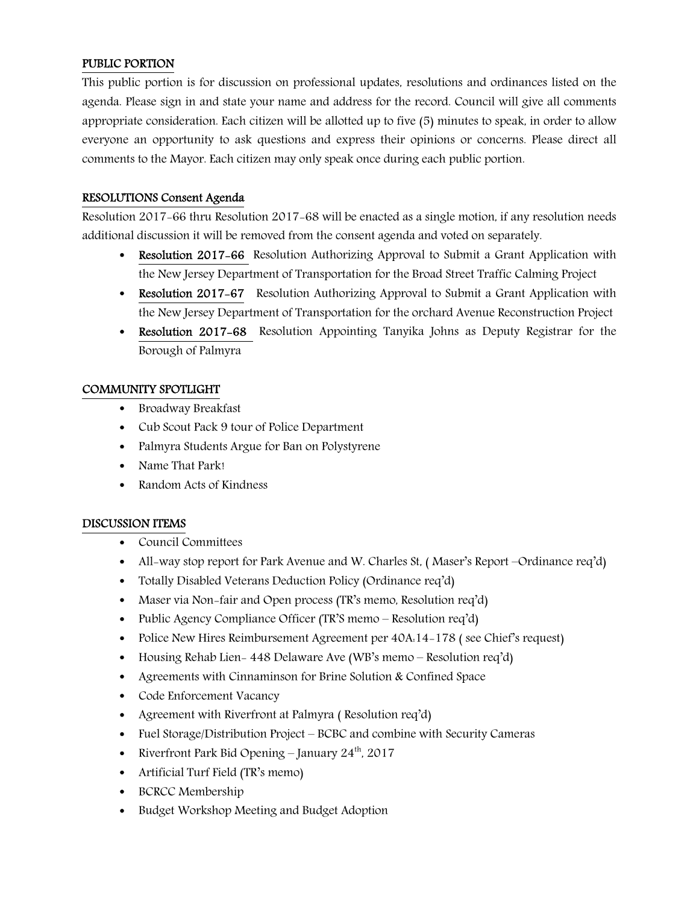## PUBLIC PORTION

This public portion is for discussion on professional updates, resolutions and ordinances listed on the agenda. Please sign in and state your name and address for the record. Council will give all comments appropriate consideration. Each citizen will be allotted up to five (5) minutes to speak, in order to allow everyone an opportunity to ask questions and express their opinions or concerns. Please direct all comments to the Mayor. Each citizen may only speak once during each public portion.

## RESOLUTIONS Consent Agenda

Resolution 2017-66 thru Resolution 2017-68 will be enacted as a single motion, if any resolution needs additional discussion it will be removed from the consent agenda and voted on separately.

- **Resolution 2017-66** Resolution Authorizing Approval to Submit a Grant Application with the New Jersey Department of Transportation for the Broad Street Traffic Calming Project
- **Resolution 2017-67** Resolution Authorizing Approval to Submit a Grant Application with the New Jersey Department of Transportation for the orchard Avenue Reconstruction Project
- **Resolution 2017-68** Resolution Appointing Tanyika Johns as Deputy Registrar for the Borough of Palmyra

## COMMUNITY SPOTLIGHT

- Broadway Breakfast
- Cub Scout Pack 9 tour of Police Department
- Palmyra Students Argue for Ban on Polystyrene
- Name That Park!
- Random Acts of Kindness

## DISCUSSION ITEMS

- Council Committees
- All-way stop report for Park Avenue and W. Charles St, ( Maser's Report –Ordinance req'd)
- Totally Disabled Veterans Deduction Policy (Ordinance req'd)
- Maser via Non-fair and Open process (TR's memo, Resolution req'd)
- Public Agency Compliance Officer (TR'S memo – Resolution req'd)
- Police New Hires Reimbursement Agreement per 40A:14-178 ( see Chief's request)
- Housing Rehab Lien- 448 Delaware Ave (WB's memo – Resolution req'd)
- Agreements with Cinnaminson for Brine Solution & Confined Space
- Code Enforcement Vacancy
- Agreement with Riverfront at Palmyra ( Resolution req'd)
- Fuel Storage/Distribution Project – BCBC and combine with Security Cameras
- Riverfront Park Bid Opening – January 24th, 2017
- Artificial Turf Field (TR's memo)
- BCRCC Membership
- Budget Workshop Meeting and Budget Adoption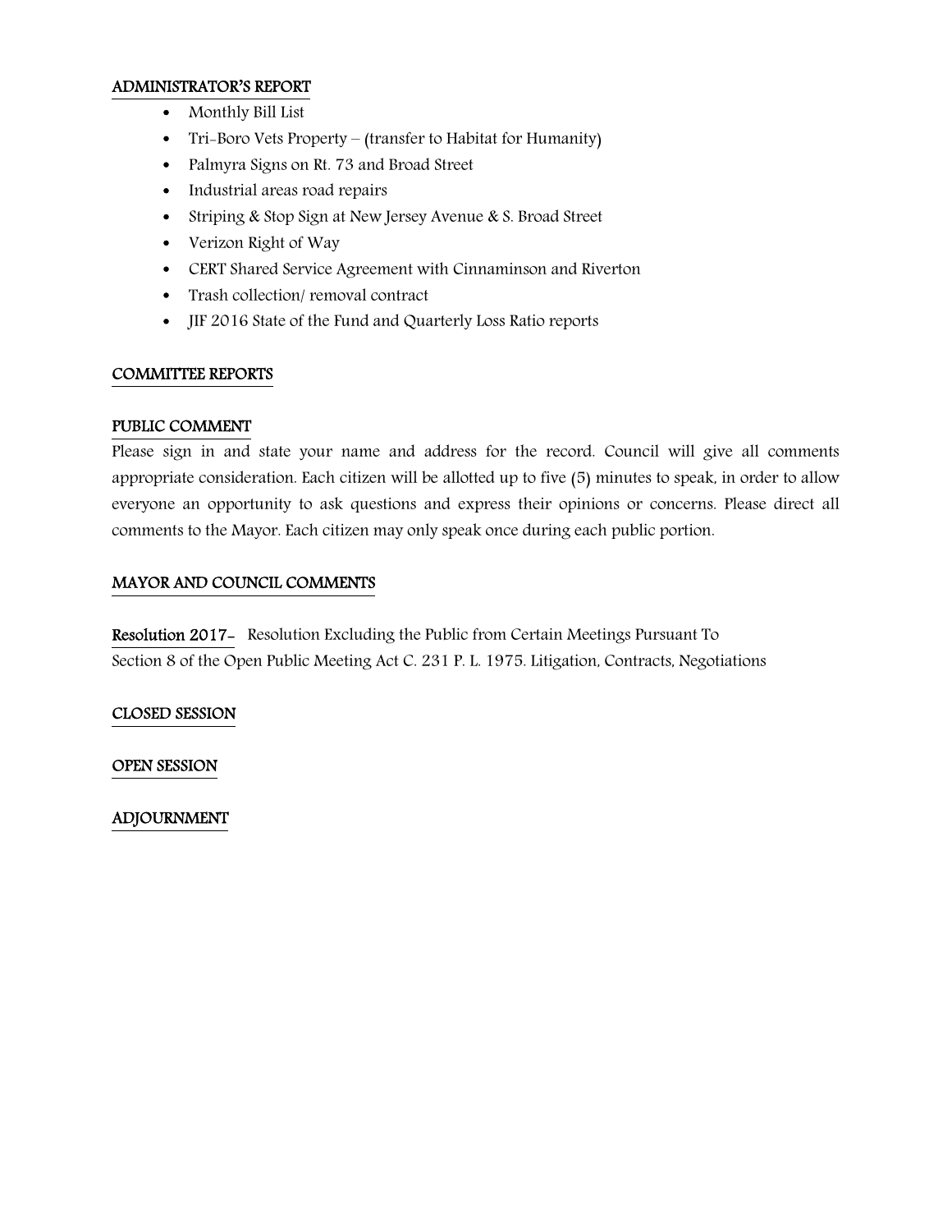## ADMINISTRATOR'S REPORT

- Monthly Bill List
- Tri-Boro Vets Property – (transfer to Habitat for Humanity)
- Palmyra Signs on Rt. 73 and Broad Street
- Industrial areas road repairs
- Striping & Stop Sign at New Jersey Avenue & S. Broad Street
- Verizon Right of Way
- CERT Shared Service Agreement with Cinnaminson and Riverton
- Trash collection/ removal contract
- JIF 2016 State of the Fund and Quarterly Loss Ratio reports

## COMMITTEE REPORTS

## PUBLIC COMMENT

Please sign in and state your name and address for the record. Council will give all comments appropriate consideration. Each citizen will be allotted up to five (5) minutes to speak, in order to allow everyone an opportunity to ask questions and express their opinions or concerns. Please direct all comments to the Mayor. Each citizen may only speak once during each public portion.

## MAYOR AND COUNCIL COMMENTS

**Resolution 2017-** Resolution Excluding the Public from Certain Meetings Pursuant To Section 8 of the Open Public Meeting Act C. 231 P. L. 1975. Litigation, Contracts, Negotiations

## CLOSED SESSION

## OPEN SESSION

## ADJOURNMENT